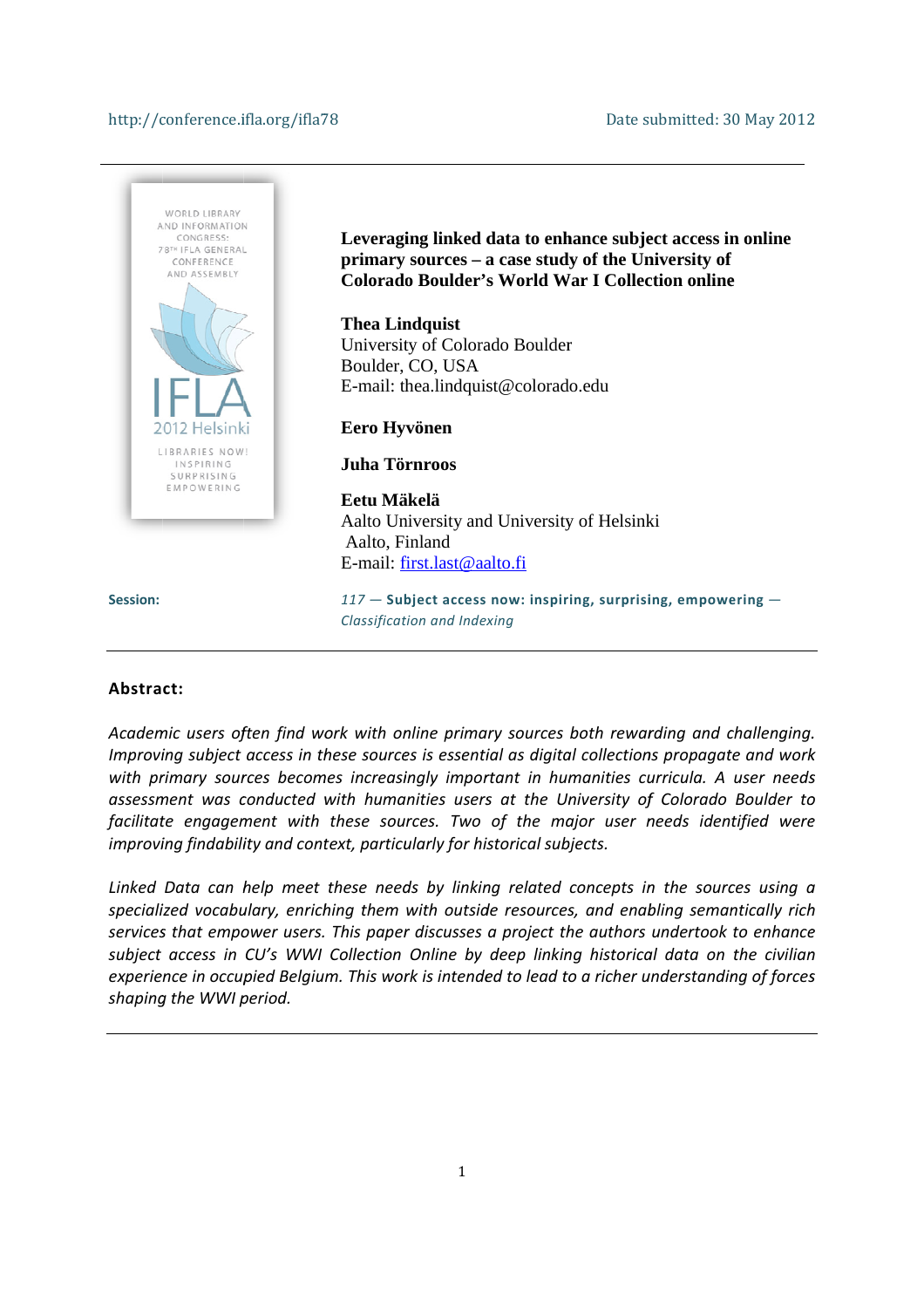http://conference.ifla.org/ifla78 Date submitted: 30 May 2012

WORLD LIBRARY AND INFORMATION CONGRESS: 78TH IFLA GENERAL CONFERENCE AND ASSEMBLY

IFLA 2012 Helsinki

LIBRARIES NOW! INSPIRING SURPRISING EMPOWERING

# Leveraging linked data to enhance subject access in online primary sources – a case study of the University of Colorado Boulder's World War I Collection online

**Thea Lindquist**
University of Colorado Boulder
Boulder, CO, USA
E-mail: thea.lindquist@colorado.edu

**Eero Hyvönen**

**Juha Törnroos**

**Eetu Mäkelä**
Aalto University and University of Helsinki
Aalto, Finland
E-mail: first.last@aalto.fi

**Session:** *117* — **Subject access now: inspiring, surprising, empowering** — *Classification and Indexing*

---

**Abstract:**

*Academic users often find work with online primary sources both rewarding and challenging. Improving subject access in these sources is essential as digital collections propagate and work with primary sources becomes increasingly important in humanities curricula. A user needs assessment was conducted with humanities users at the University of Colorado Boulder to facilitate engagement with these sources. Two of the major user needs identified were improving findability and context, particularly for historical subjects.*

*Linked Data can help meet these needs by linking related concepts in the sources using a specialized vocabulary, enriching them with outside resources, and enabling semantically rich services that empower users. This paper discusses a project the authors undertook to enhance subject access in CU's WWI Collection Online by deep linking historical data on the civilian experience in occupied Belgium. This work is intended to lead to a richer understanding of forces shaping the WWI period.*

---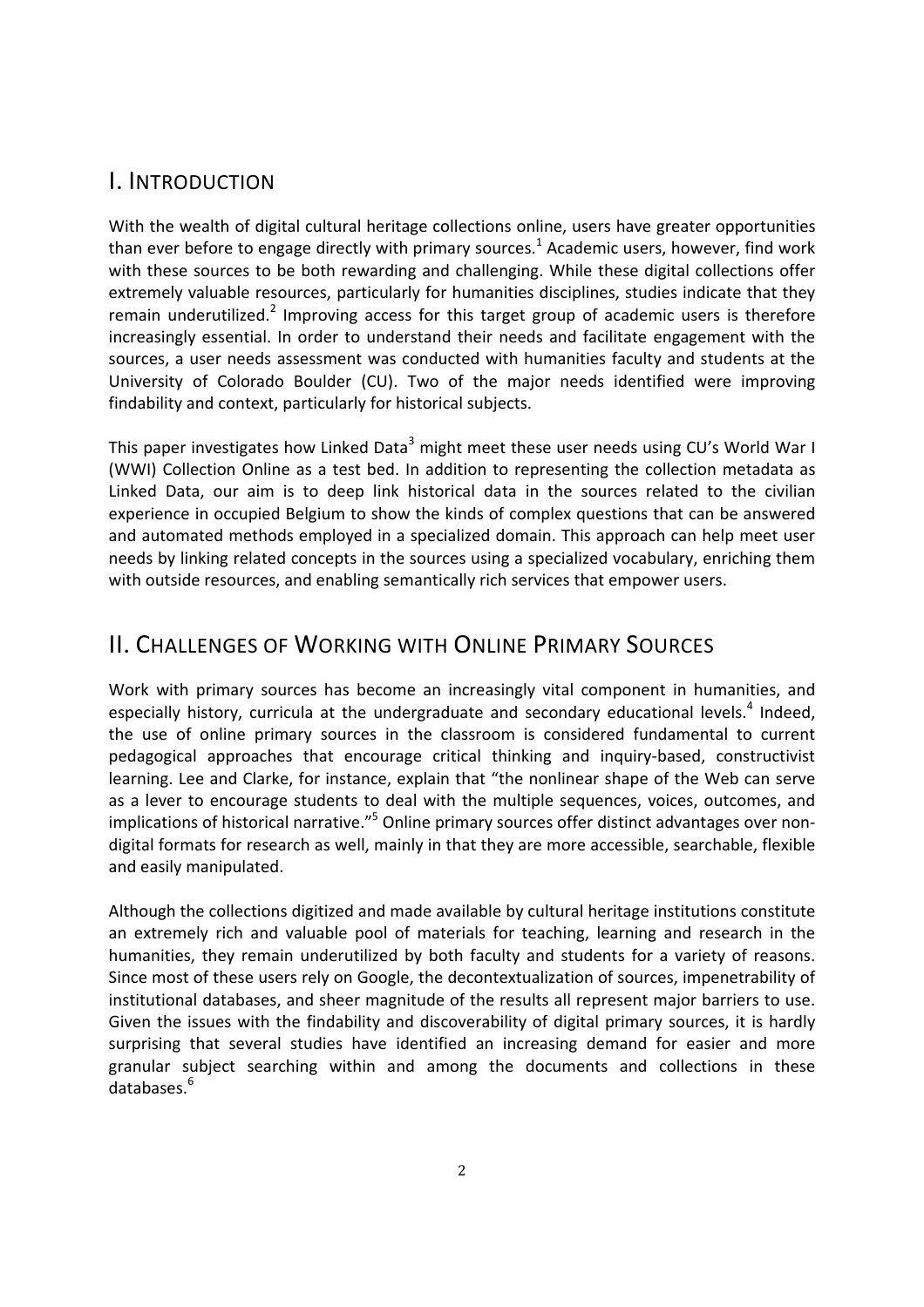## I. INTRODUCTION

With the wealth of digital cultural heritage collections online, users have greater opportunities than ever before to engage directly with primary sources.[1] Academic users, however, find work with these sources to be both rewarding and challenging. While these digital collections offer extremely valuable resources, particularly for humanities disciplines, studies indicate that they remain underutilized.[2] Improving access for this target group of academic users is therefore increasingly essential. In order to understand their needs and facilitate engagement with the sources, a user needs assessment was conducted with humanities faculty and students at the University of Colorado Boulder (CU). Two of the major needs identified were improving findability and context, particularly for historical subjects.

This paper investigates how Linked Data[3] might meet these user needs using CU's World War I (WWI) Collection Online as a test bed. In addition to representing the collection metadata as Linked Data, our aim is to deep link historical data in the sources related to the civilian experience in occupied Belgium to show the kinds of complex questions that can be answered and automated methods employed in a specialized domain. This approach can help meet user needs by linking related concepts in the sources using a specialized vocabulary, enriching them with outside resources, and enabling semantically rich services that empower users.

## II. CHALLENGES OF WORKING WITH ONLINE PRIMARY SOURCES

Work with primary sources has become an increasingly vital component in humanities, and especially history, curricula at the undergraduate and secondary educational levels.[4] Indeed, the use of online primary sources in the classroom is considered fundamental to current pedagogical approaches that encourage critical thinking and inquiry-based, constructivist learning. Lee and Clarke, for instance, explain that "the nonlinear shape of the Web can serve as a lever to encourage students to deal with the multiple sequences, voices, outcomes, and implications of historical narrative."[5] Online primary sources offer distinct advantages over non-digital formats for research as well, mainly in that they are more accessible, searchable, flexible and easily manipulated.

Although the collections digitized and made available by cultural heritage institutions constitute an extremely rich and valuable pool of materials for teaching, learning and research in the humanities, they remain underutilized by both faculty and students for a variety of reasons. Since most of these users rely on Google, the decontextualization of sources, impenetrability of institutional databases, and sheer magnitude of the results all represent major barriers to use. Given the issues with the findability and discoverability of digital primary sources, it is hardly surprising that several studies have identified an increasing demand for easier and more granular subject searching within and among the documents and collections in these databases.[6]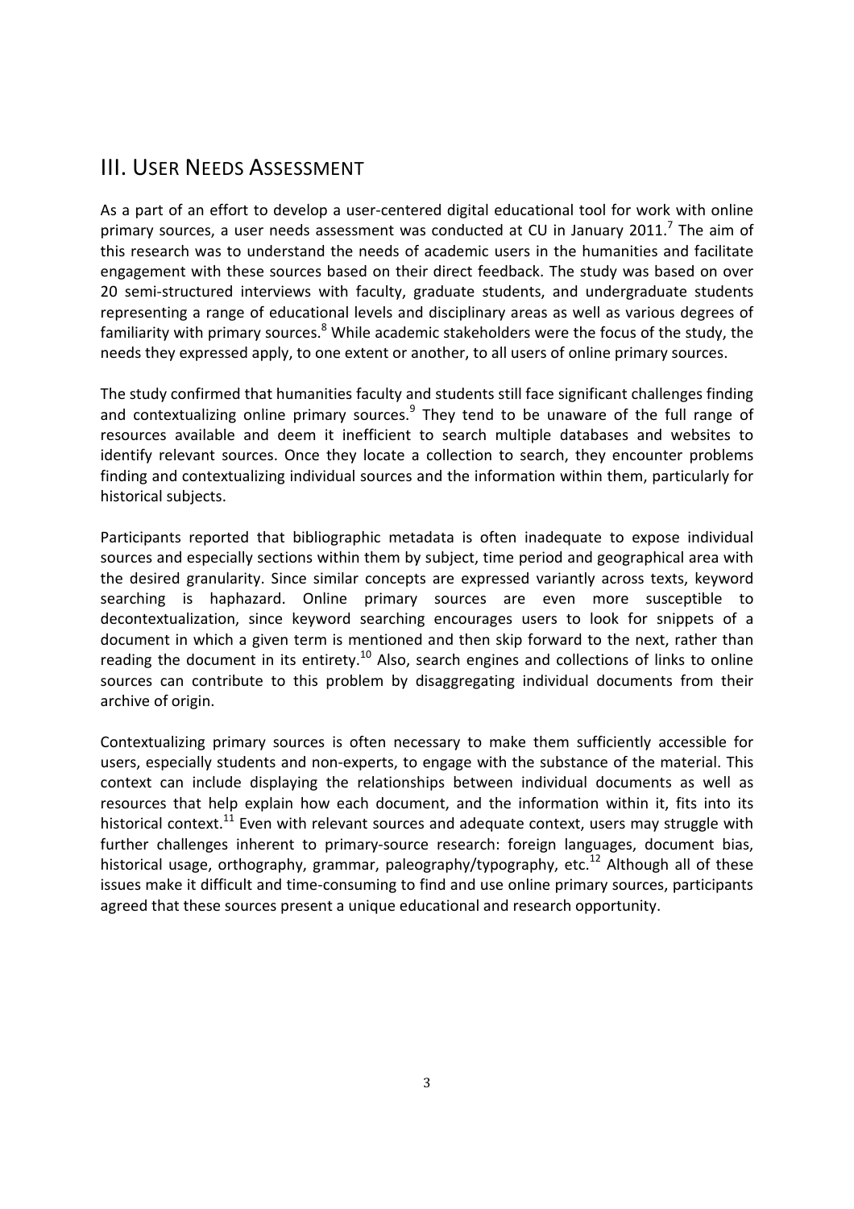## III. User Needs Assessment

As a part of an effort to develop a user-centered digital educational tool for work with online primary sources, a user needs assessment was conducted at CU in January 2011.[7] The aim of this research was to understand the needs of academic users in the humanities and facilitate engagement with these sources based on their direct feedback. The study was based on over 20 semi-structured interviews with faculty, graduate students, and undergraduate students representing a range of educational levels and disciplinary areas as well as various degrees of familiarity with primary sources.[8] While academic stakeholders were the focus of the study, the needs they expressed apply, to one extent or another, to all users of online primary sources.

The study confirmed that humanities faculty and students still face significant challenges finding and contextualizing online primary sources.[9] They tend to be unaware of the full range of resources available and deem it inefficient to search multiple databases and websites to identify relevant sources. Once they locate a collection to search, they encounter problems finding and contextualizing individual sources and the information within them, particularly for historical subjects.

Participants reported that bibliographic metadata is often inadequate to expose individual sources and especially sections within them by subject, time period and geographical area with the desired granularity. Since similar concepts are expressed variantly across texts, keyword searching is haphazard. Online primary sources are even more susceptible to decontextualization, since keyword searching encourages users to look for snippets of a document in which a given term is mentioned and then skip forward to the next, rather than reading the document in its entirety.[10] Also, search engines and collections of links to online sources can contribute to this problem by disaggregating individual documents from their archive of origin.

Contextualizing primary sources is often necessary to make them sufficiently accessible for users, especially students and non-experts, to engage with the substance of the material. This context can include displaying the relationships between individual documents as well as resources that help explain how each document, and the information within it, fits into its historical context.[11] Even with relevant sources and adequate context, users may struggle with further challenges inherent to primary-source research: foreign languages, document bias, historical usage, orthography, grammar, paleography/typography, etc.[12] Although all of these issues make it difficult and time-consuming to find and use online primary sources, participants agreed that these sources present a unique educational and research opportunity.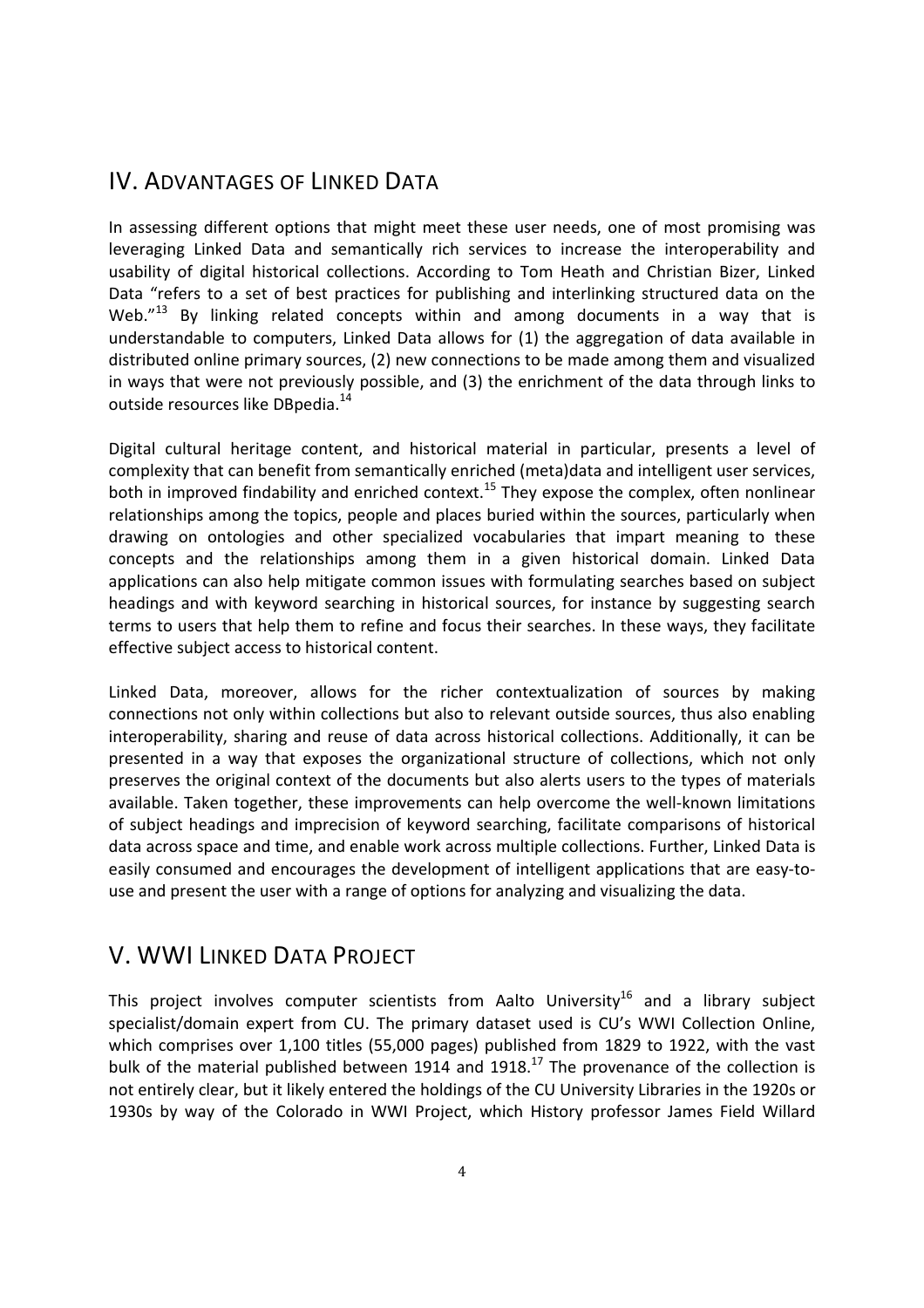## IV. Advantages of Linked Data

In assessing different options that might meet these user needs, one of most promising was leveraging Linked Data and semantically rich services to increase the interoperability and usability of digital historical collections. According to Tom Heath and Christian Bizer, Linked Data "refers to a set of best practices for publishing and interlinking structured data on the Web."[13] By linking related concepts within and among documents in a way that is understandable to computers, Linked Data allows for (1) the aggregation of data available in distributed online primary sources, (2) new connections to be made among them and visualized in ways that were not previously possible, and (3) the enrichment of the data through links to outside resources like DBpedia.[14]

Digital cultural heritage content, and historical material in particular, presents a level of complexity that can benefit from semantically enriched (meta)data and intelligent user services, both in improved findability and enriched context.[15] They expose the complex, often nonlinear relationships among the topics, people and places buried within the sources, particularly when drawing on ontologies and other specialized vocabularies that impart meaning to these concepts and the relationships among them in a given historical domain. Linked Data applications can also help mitigate common issues with formulating searches based on subject headings and with keyword searching in historical sources, for instance by suggesting search terms to users that help them to refine and focus their searches. In these ways, they facilitate effective subject access to historical content.

Linked Data, moreover, allows for the richer contextualization of sources by making connections not only within collections but also to relevant outside sources, thus also enabling interoperability, sharing and reuse of data across historical collections. Additionally, it can be presented in a way that exposes the organizational structure of collections, which not only preserves the original context of the documents but also alerts users to the types of materials available. Taken together, these improvements can help overcome the well-known limitations of subject headings and imprecision of keyword searching, facilitate comparisons of historical data across space and time, and enable work across multiple collections. Further, Linked Data is easily consumed and encourages the development of intelligent applications that are easy-to-use and present the user with a range of options for analyzing and visualizing the data.

## V. WWI Linked Data Project

This project involves computer scientists from Aalto University[16] and a library subject specialist/domain expert from CU. The primary dataset used is CU's WWI Collection Online, which comprises over 1,100 titles (55,000 pages) published from 1829 to 1922, with the vast bulk of the material published between 1914 and 1918.[17] The provenance of the collection is not entirely clear, but it likely entered the holdings of the CU University Libraries in the 1920s or 1930s by way of the Colorado in WWI Project, which History professor James Field Willard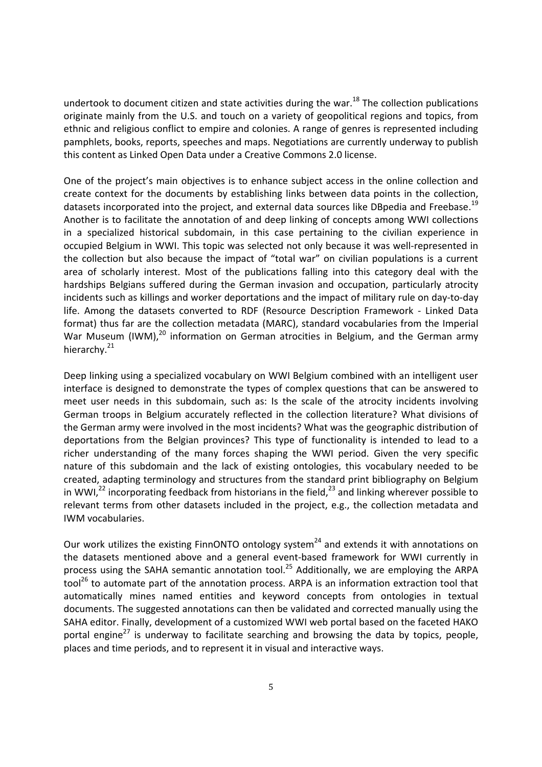undertook to document citizen and state activities during the war.[18] The collection publications originate mainly from the U.S. and touch on a variety of geopolitical regions and topics, from ethnic and religious conflict to empire and colonies. A range of genres is represented including pamphlets, books, reports, speeches and maps. Negotiations are currently underway to publish this content as Linked Open Data under a Creative Commons 2.0 license.

One of the project's main objectives is to enhance subject access in the online collection and create context for the documents by establishing links between data points in the collection, datasets incorporated into the project, and external data sources like DBpedia and Freebase.[19] Another is to facilitate the annotation of and deep linking of concepts among WWI collections in a specialized historical subdomain, in this case pertaining to the civilian experience in occupied Belgium in WWI. This topic was selected not only because it was well-represented in the collection but also because the impact of "total war" on civilian populations is a current area of scholarly interest. Most of the publications falling into this category deal with the hardships Belgians suffered during the German invasion and occupation, particularly atrocity incidents such as killings and worker deportations and the impact of military rule on day-to-day life. Among the datasets converted to RDF (Resource Description Framework - Linked Data format) thus far are the collection metadata (MARC), standard vocabularies from the Imperial War Museum (IWM),[20] information on German atrocities in Belgium, and the German army hierarchy.[21]

Deep linking using a specialized vocabulary on WWI Belgium combined with an intelligent user interface is designed to demonstrate the types of complex questions that can be answered to meet user needs in this subdomain, such as: Is the scale of the atrocity incidents involving German troops in Belgium accurately reflected in the collection literature? What divisions of the German army were involved in the most incidents? What was the geographic distribution of deportations from the Belgian provinces? This type of functionality is intended to lead to a richer understanding of the many forces shaping the WWI period. Given the very specific nature of this subdomain and the lack of existing ontologies, this vocabulary needed to be created, adapting terminology and structures from the standard print bibliography on Belgium in WWI,[22] incorporating feedback from historians in the field,[23] and linking wherever possible to relevant terms from other datasets included in the project, e.g., the collection metadata and IWM vocabularies.

Our work utilizes the existing FinnONTO ontology system[24] and extends it with annotations on the datasets mentioned above and a general event-based framework for WWI currently in process using the SAHA semantic annotation tool.[25] Additionally, we are employing the ARPA tool[26] to automate part of the annotation process. ARPA is an information extraction tool that automatically mines named entities and keyword concepts from ontologies in textual documents. The suggested annotations can then be validated and corrected manually using the SAHA editor. Finally, development of a customized WWI web portal based on the faceted HAKO portal engine[27] is underway to facilitate searching and browsing the data by topics, people, places and time periods, and to represent it in visual and interactive ways.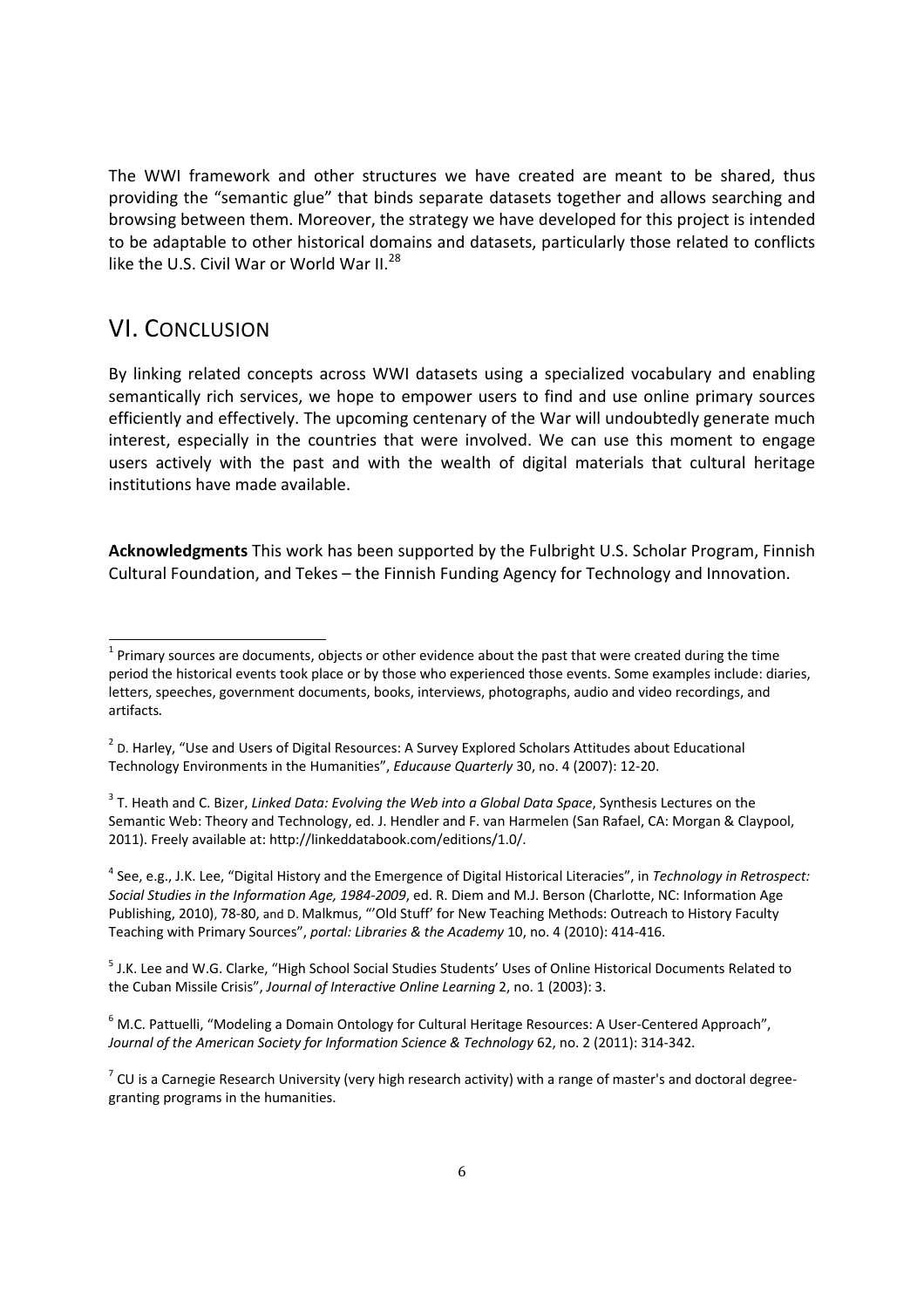The WWI framework and other structures we have created are meant to be shared, thus providing the "semantic glue" that binds separate datasets together and allows searching and browsing between them. Moreover, the strategy we have developed for this project is intended to be adaptable to other historical domains and datasets, particularly those related to conflicts like the U.S. Civil War or World War II.[28]

## VI. Conclusion

By linking related concepts across WWI datasets using a specialized vocabulary and enabling semantically rich services, we hope to empower users to find and use online primary sources efficiently and effectively. The upcoming centenary of the War will undoubtedly generate much interest, especially in the countries that were involved. We can use this moment to engage users actively with the past and with the wealth of digital materials that cultural heritage institutions have made available.

**Acknowledgments** This work has been supported by the Fulbright U.S. Scholar Program, Finnish Cultural Foundation, and Tekes – the Finnish Funding Agency for Technology and Innovation.

---

[1] Primary sources are documents, objects or other evidence about the past that were created during the time period the historical events took place or by those who experienced those events. Some examples include: diaries, letters, speeches, government documents, books, interviews, photographs, audio and video recordings, and artifacts.

[2] D. Harley, "Use and Users of Digital Resources: A Survey Explored Scholars Attitudes about Educational Technology Environments in the Humanities", *Educause Quarterly* 30, no. 4 (2007): 12-20.

[3] T. Heath and C. Bizer, *Linked Data: Evolving the Web into a Global Data Space*, Synthesis Lectures on the Semantic Web: Theory and Technology, ed. J. Hendler and F. van Harmelen (San Rafael, CA: Morgan & Claypool, 2011). Freely available at: http://linkeddatabook.com/editions/1.0/.

[4] See, e.g., J.K. Lee, "Digital History and the Emergence of Digital Historical Literacies", in *Technology in Retrospect: Social Studies in the Information Age, 1984-2009*, ed. R. Diem and M.J. Berson (Charlotte, NC: Information Age Publishing, 2010), 78-80, and D. Malkmus, "'Old Stuff' for New Teaching Methods: Outreach to History Faculty Teaching with Primary Sources", *portal: Libraries & the Academy* 10, no. 4 (2010): 414-416.

[5] J.K. Lee and W.G. Clarke, "High School Social Studies Students' Uses of Online Historical Documents Related to the Cuban Missile Crisis", *Journal of Interactive Online Learning* 2, no. 1 (2003): 3.

[6] M.C. Pattuelli, "Modeling a Domain Ontology for Cultural Heritage Resources: A User-Centered Approach", *Journal of the American Society for Information Science & Technology* 62, no. 2 (2011): 314-342.

[7] CU is a Carnegie Research University (very high research activity) with a range of master's and doctoral degree-granting programs in the humanities.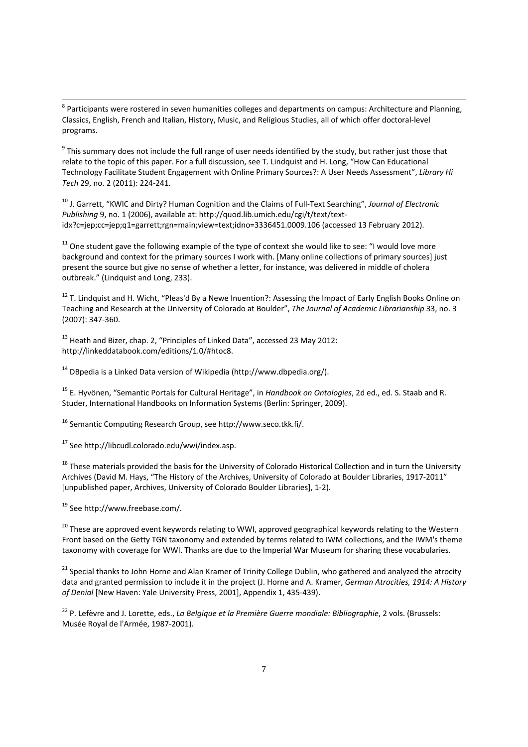[8] Participants were rostered in seven humanities colleges and departments on campus: Architecture and Planning, Classics, English, French and Italian, History, Music, and Religious Studies, all of which offer doctoral-level programs.

[9] This summary does not include the full range of user needs identified by the study, but rather just those that relate to the topic of this paper. For a full discussion, see T. Lindquist and H. Long, "How Can Educational Technology Facilitate Student Engagement with Online Primary Sources?: A User Needs Assessment", *Library Hi Tech* 29, no. 2 (2011): 224-241.

[10] J. Garrett, "KWIC and Dirty? Human Cognition and the Claims of Full-Text Searching", *Journal of Electronic Publishing* 9, no. 1 (2006), available at: http://quod.lib.umich.edu/cgi/t/text/text-idx?c=jep;cc=jep;q1=garrett;rgn=main;view=text;idno=3336451.0009.106 (accessed 13 February 2012).

[11] One student gave the following example of the type of context she would like to see: "I would love more background and context for the primary sources I work with. [Many online collections of primary sources] just present the source but give no sense of whether a letter, for instance, was delivered in middle of cholera outbreak." (Lindquist and Long, 233).

[12] T. Lindquist and H. Wicht, "Pleas'd By a Newe Inuention?: Assessing the Impact of Early English Books Online on Teaching and Research at the University of Colorado at Boulder", *The Journal of Academic Librarianship* 33, no. 3 (2007): 347-360.

[13] Heath and Bizer, chap. 2, "Principles of Linked Data", accessed 23 May 2012: http://linkeddatabook.com/editions/1.0/#htoc8.

[14] DBpedia is a Linked Data version of Wikipedia (http://www.dbpedia.org/).

[15] E. Hyvönen, "Semantic Portals for Cultural Heritage", in *Handbook on Ontologies*, 2d ed., ed. S. Staab and R. Studer, International Handbooks on Information Systems (Berlin: Springer, 2009).

[16] Semantic Computing Research Group, see http://www.seco.tkk.fi/.

[17] See http://libcudl.colorado.edu/wwi/index.asp.

[18] These materials provided the basis for the University of Colorado Historical Collection and in turn the University Archives (David M. Hays, "The History of the Archives, University of Colorado at Boulder Libraries, 1917-2011" [unpublished paper, Archives, University of Colorado Boulder Libraries], 1-2).

[19] See http://www.freebase.com/.

[20] These are approved event keywords relating to WWI, approved geographical keywords relating to the Western Front based on the Getty TGN taxonomy and extended by terms related to IWM collections, and the IWM's theme taxonomy with coverage for WWI. Thanks are due to the Imperial War Museum for sharing these vocabularies.

[21] Special thanks to John Horne and Alan Kramer of Trinity College Dublin, who gathered and analyzed the atrocity data and granted permission to include it in the project (J. Horne and A. Kramer, *German Atrocities, 1914: A History of Denial* [New Haven: Yale University Press, 2001], Appendix 1, 435-439).

[22] P. Lefèvre and J. Lorette, eds., *La Belgique et la Première Guerre mondiale: Bibliographie*, 2 vols. (Brussels: Musée Royal de l'Armée, 1987-2001).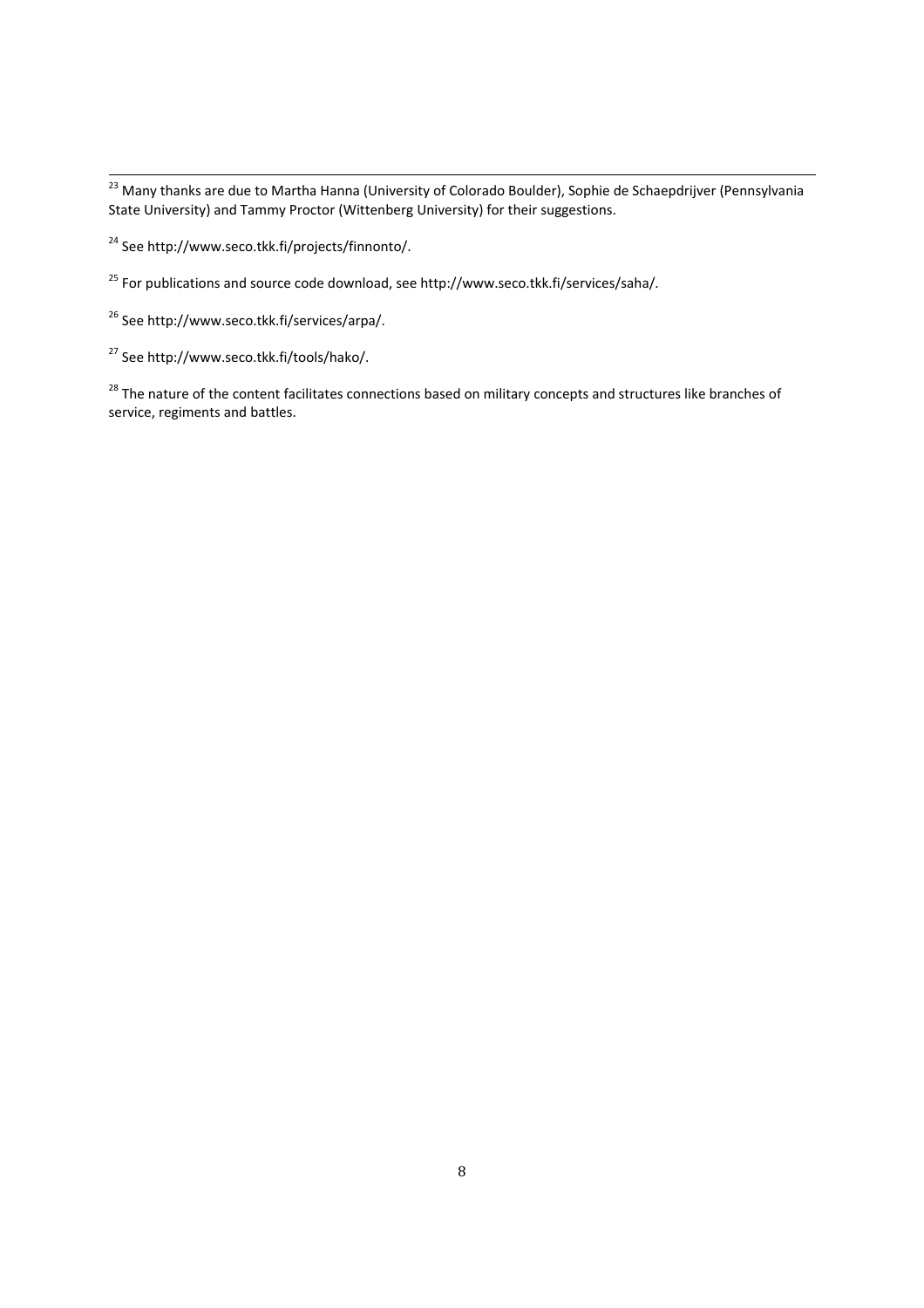[23] Many thanks are due to Martha Hanna (University of Colorado Boulder), Sophie de Schaepdrijver (Pennsylvania State University) and Tammy Proctor (Wittenberg University) for their suggestions.

[24] See http://www.seco.tkk.fi/projects/finnonto/.

[25] For publications and source code download, see http://www.seco.tkk.fi/services/saha/.

[26] See http://www.seco.tkk.fi/services/arpa/.

[27] See http://www.seco.tkk.fi/tools/hako/.

[28] The nature of the content facilitates connections based on military concepts and structures like branches of service, regiments and battles.